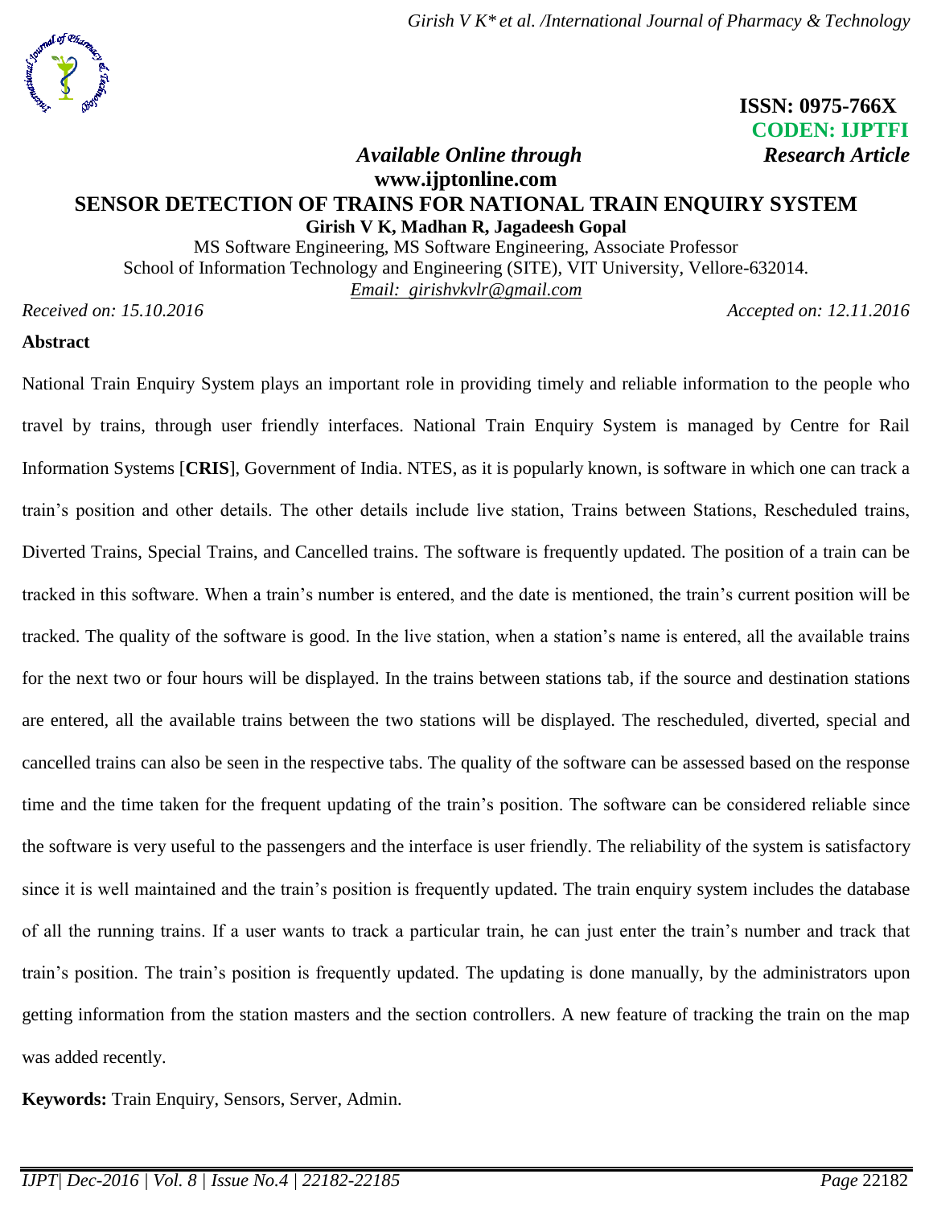ISSN: 0975-766X
CODEN: IJPTFI

*Available Online through* *Research Article*

**www.ijptonline.com**

# SENSOR DETECTION OF TRAINS FOR NATIONAL TRAIN ENQUIRY SYSTEM

**Girish V K, Madhan R, Jagadeesh Gopal**

MS Software Engineering, MS Software Engineering, Associate Professor
School of Information Technology and Engineering (SITE), VIT University, Vellore-632014.
Email: girishvkvlr@gmail.com

*Received on: 15.10.2016* *Accepted on: 12.11.2016*

**Abstract**

National Train Enquiry System plays an important role in providing timely and reliable information to the people who travel by trains, through user friendly interfaces. National Train Enquiry System is managed by Centre for Rail Information Systems [**CRIS**], Government of India. NTES, as it is popularly known, is software in which one can track a train's position and other details. The other details include live station, Trains between Stations, Rescheduled trains, Diverted Trains, Special Trains, and Cancelled trains. The software is frequently updated. The position of a train can be tracked in this software. When a train's number is entered, and the date is mentioned, the train's current position will be tracked. The quality of the software is good. In the live station, when a station's name is entered, all the available trains for the next two or four hours will be displayed. In the trains between stations tab, if the source and destination stations are entered, all the available trains between the two stations will be displayed. The rescheduled, diverted, special and cancelled trains can also be seen in the respective tabs. The quality of the software can be assessed based on the response time and the time taken for the frequent updating of the train's position. The software can be considered reliable since the software is very useful to the passengers and the interface is user friendly. The reliability of the system is satisfactory since it is well maintained and the train's position is frequently updated. The train enquiry system includes the database of all the running trains. If a user wants to track a particular train, he can just enter the train's number and track that train's position. The train's position is frequently updated. The updating is done manually, by the administrators upon getting information from the station masters and the section controllers. A new feature of tracking the train on the map was added recently.

**Keywords:** Train Enquiry, Sensors, Server, Admin.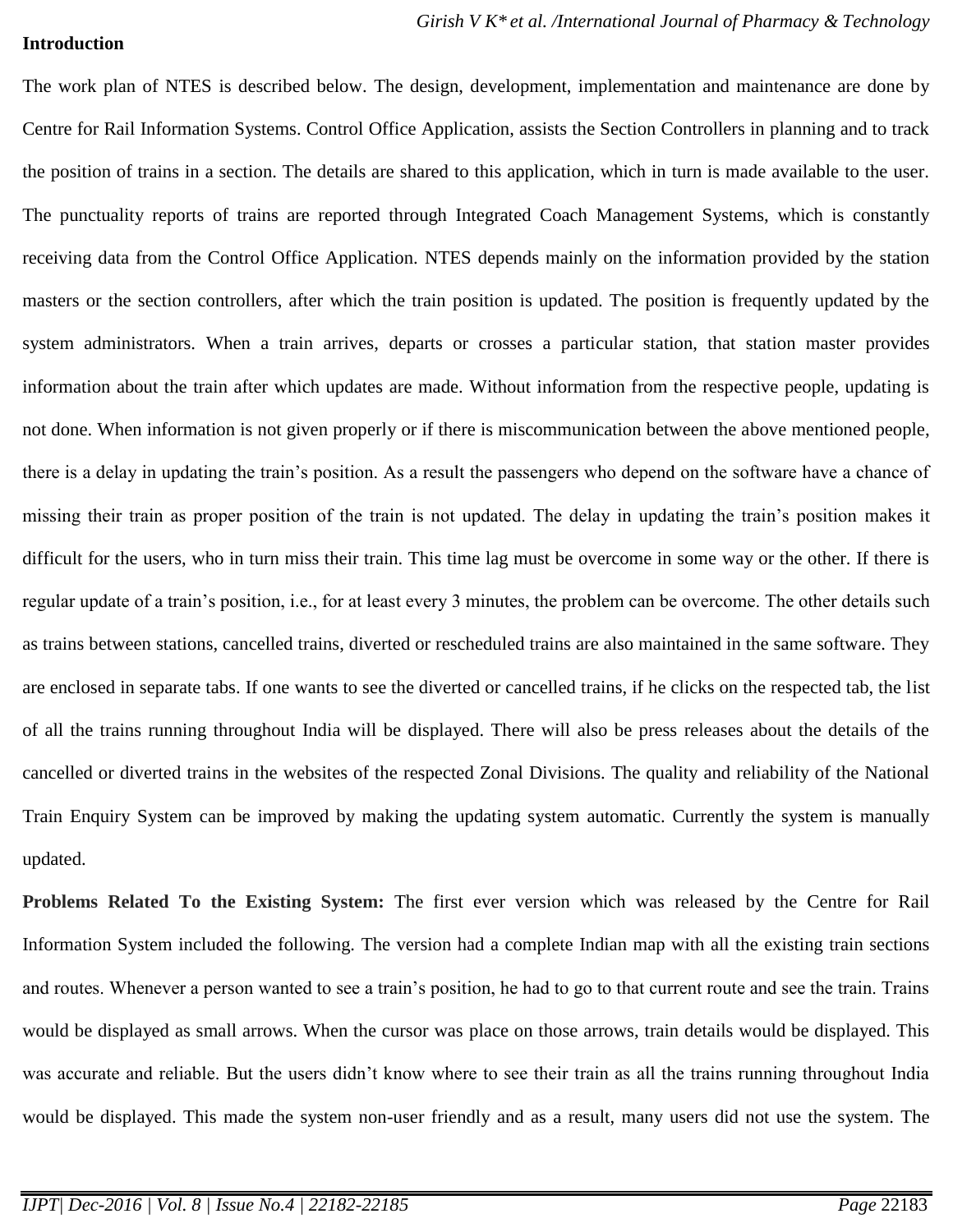## Introduction

The work plan of NTES is described below. The design, development, implementation and maintenance are done by Centre for Rail Information Systems. Control Office Application, assists the Section Controllers in planning and to track the position of trains in a section. The details are shared to this application, which in turn is made available to the user. The punctuality reports of trains are reported through Integrated Coach Management Systems, which is constantly receiving data from the Control Office Application. NTES depends mainly on the information provided by the station masters or the section controllers, after which the train position is updated. The position is frequently updated by the system administrators. When a train arrives, departs or crosses a particular station, that station master provides information about the train after which updates are made. Without information from the respective people, updating is not done. When information is not given properly or if there is miscommunication between the above mentioned people, there is a delay in updating the train's position. As a result the passengers who depend on the software have a chance of missing their train as proper position of the train is not updated. The delay in updating the train's position makes it difficult for the users, who in turn miss their train. This time lag must be overcome in some way or the other. If there is regular update of a train's position, i.e., for at least every 3 minutes, the problem can be overcome. The other details such as trains between stations, cancelled trains, diverted or rescheduled trains are also maintained in the same software. They are enclosed in separate tabs. If one wants to see the diverted or cancelled trains, if he clicks on the respected tab, the list of all the trains running throughout India will be displayed. There will also be press releases about the details of the cancelled or diverted trains in the websites of the respected Zonal Divisions. The quality and reliability of the National Train Enquiry System can be improved by making the updating system automatic. Currently the system is manually updated.

**Problems Related To the Existing System:** The first ever version which was released by the Centre for Rail Information System included the following. The version had a complete Indian map with all the existing train sections and routes. Whenever a person wanted to see a train's position, he had to go to that current route and see the train. Trains would be displayed as small arrows. When the cursor was place on those arrows, train details would be displayed. This was accurate and reliable. But the users didn't know where to see their train as all the trains running throughout India would be displayed. This made the system non-user friendly and as a result, many users did not use the system. The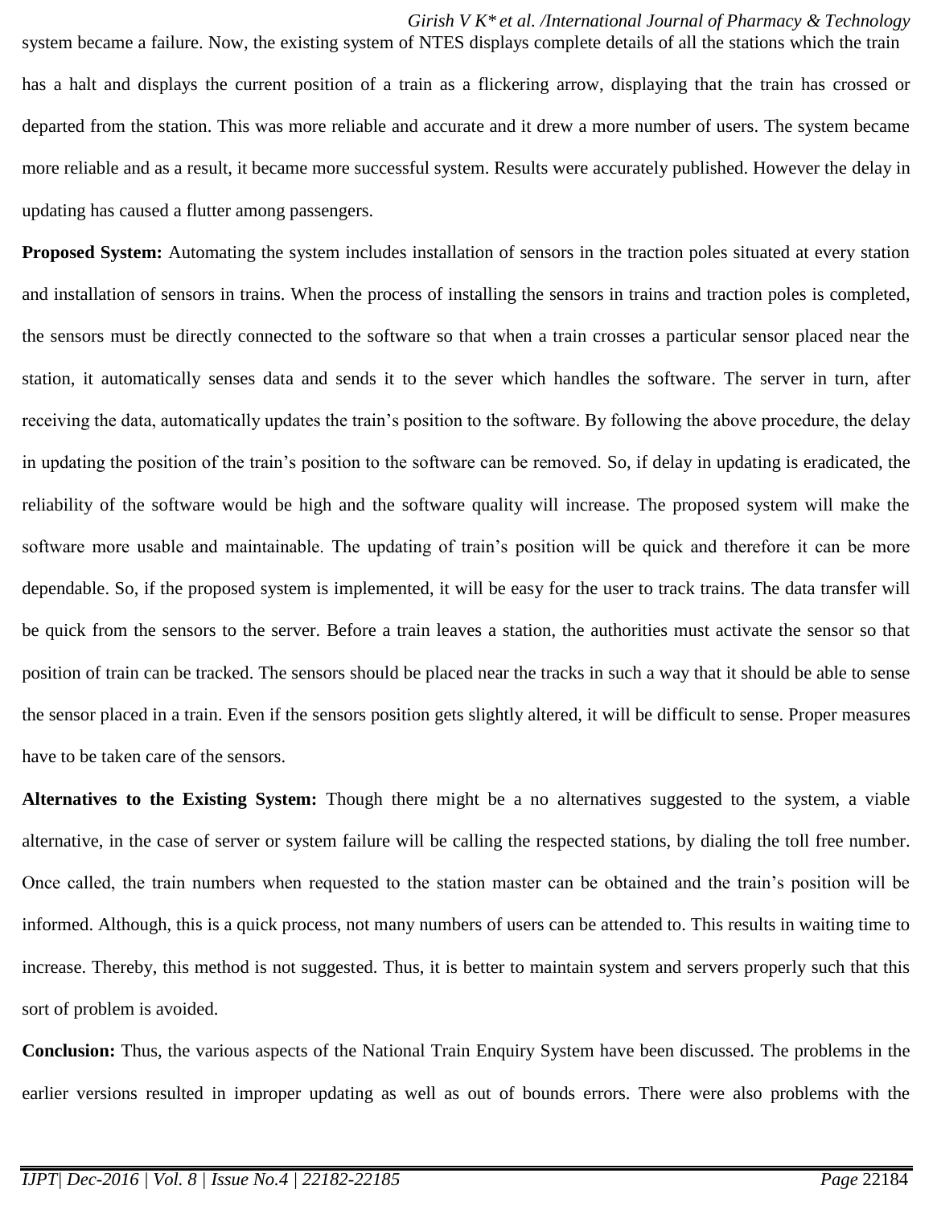system became a failure. Now, the existing system of NTES displays complete details of all the stations which the train has a halt and displays the current position of a train as a flickering arrow, displaying that the train has crossed or departed from the station. This was more reliable and accurate and it drew a more number of users. The system became more reliable and as a result, it became more successful system. Results were accurately published. However the delay in updating has caused a flutter among passengers.

**Proposed System:** Automating the system includes installation of sensors in the traction poles situated at every station and installation of sensors in trains. When the process of installing the sensors in trains and traction poles is completed, the sensors must be directly connected to the software so that when a train crosses a particular sensor placed near the station, it automatically senses data and sends it to the sever which handles the software. The server in turn, after receiving the data, automatically updates the train's position to the software. By following the above procedure, the delay in updating the position of the train's position to the software can be removed. So, if delay in updating is eradicated, the reliability of the software would be high and the software quality will increase. The proposed system will make the software more usable and maintainable. The updating of train's position will be quick and therefore it can be more dependable. So, if the proposed system is implemented, it will be easy for the user to track trains. The data transfer will be quick from the sensors to the server. Before a train leaves a station, the authorities must activate the sensor so that position of train can be tracked. The sensors should be placed near the tracks in such a way that it should be able to sense the sensor placed in a train. Even if the sensors position gets slightly altered, it will be difficult to sense. Proper measures have to be taken care of the sensors.

**Alternatives to the Existing System:** Though there might be a no alternatives suggested to the system, a viable alternative, in the case of server or system failure will be calling the respected stations, by dialing the toll free number. Once called, the train numbers when requested to the station master can be obtained and the train's position will be informed. Although, this is a quick process, not many numbers of users can be attended to. This results in waiting time to increase. Thereby, this method is not suggested. Thus, it is better to maintain system and servers properly such that this sort of problem is avoided.

**Conclusion:** Thus, the various aspects of the National Train Enquiry System have been discussed. The problems in the earlier versions resulted in improper updating as well as out of bounds errors. There were also problems with the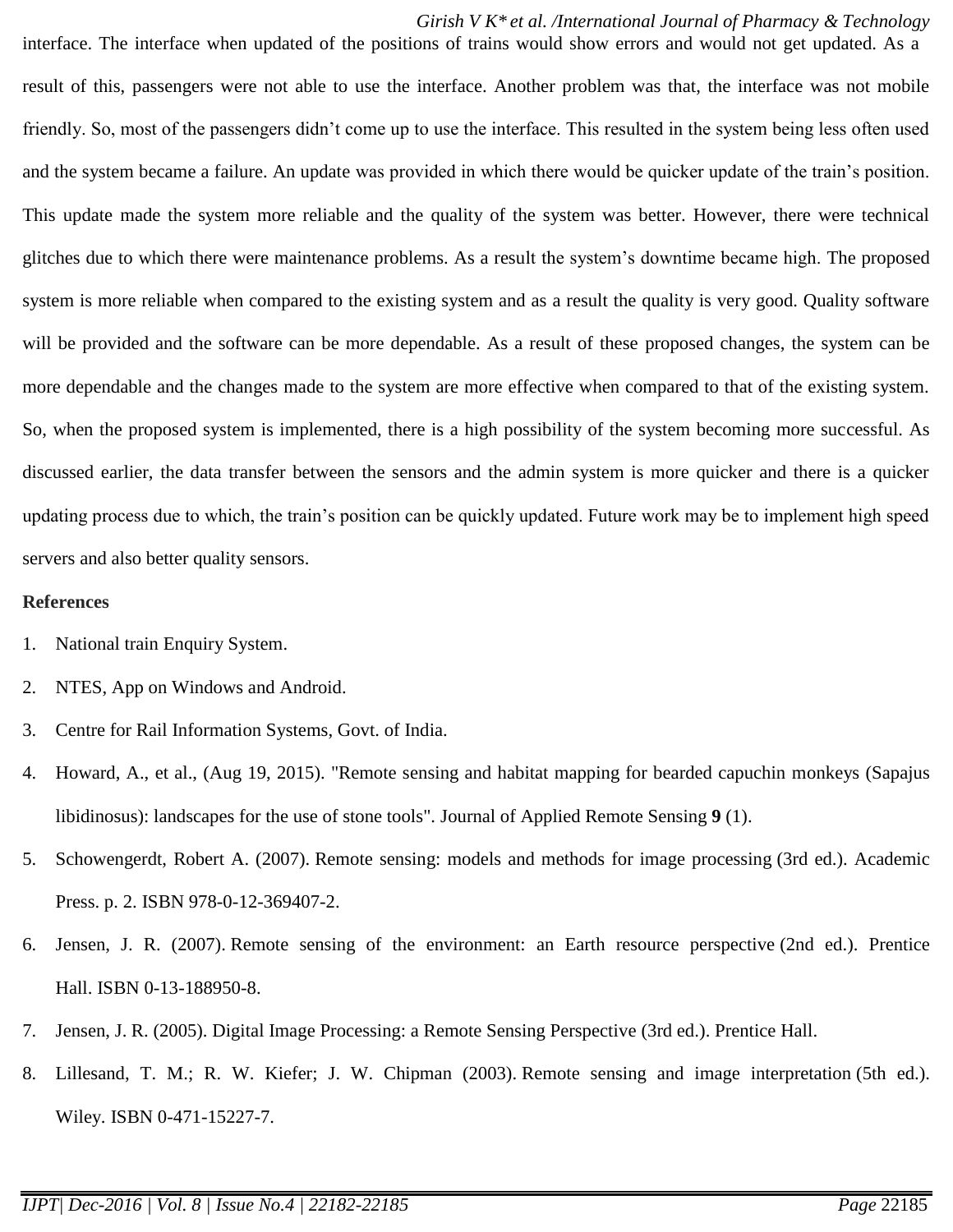interface. The interface when updated of the positions of trains would show errors and would not get updated. As a result of this, passengers were not able to use the interface. Another problem was that, the interface was not mobile friendly. So, most of the passengers didn't come up to use the interface. This resulted in the system being less often used and the system became a failure. An update was provided in which there would be quicker update of the train's position. This update made the system more reliable and the quality of the system was better. However, there were technical glitches due to which there were maintenance problems. As a result the system's downtime became high. The proposed system is more reliable when compared to the existing system and as a result the quality is very good. Quality software will be provided and the software can be more dependable. As a result of these proposed changes, the system can be more dependable and the changes made to the system are more effective when compared to that of the existing system. So, when the proposed system is implemented, there is a high possibility of the system becoming more successful. As discussed earlier, the data transfer between the sensors and the admin system is more quicker and there is a quicker updating process due to which, the train's position can be quickly updated. Future work may be to implement high speed servers and also better quality sensors.

**References**

1. National train Enquiry System.
2. NTES, App on Windows and Android.
3. Centre for Rail Information Systems, Govt. of India.
4. Howard, A., et al., (Aug 19, 2015). "Remote sensing and habitat mapping for bearded capuchin monkeys (Sapajus libidinosus): landscapes for the use of stone tools". Journal of Applied Remote Sensing **9** (1).
5. Schowengerdt, Robert A. (2007). Remote sensing: models and methods for image processing (3rd ed.). Academic Press. p. 2. ISBN 978-0-12-369407-2.
6. Jensen, J. R. (2007). Remote sensing of the environment: an Earth resource perspective (2nd ed.). Prentice Hall. ISBN 0-13-188950-8.
7. Jensen, J. R. (2005). Digital Image Processing: a Remote Sensing Perspective (3rd ed.). Prentice Hall.
8. Lillesand, T. M.; R. W. Kiefer; J. W. Chipman (2003). Remote sensing and image interpretation (5th ed.). Wiley. ISBN 0-471-15227-7.